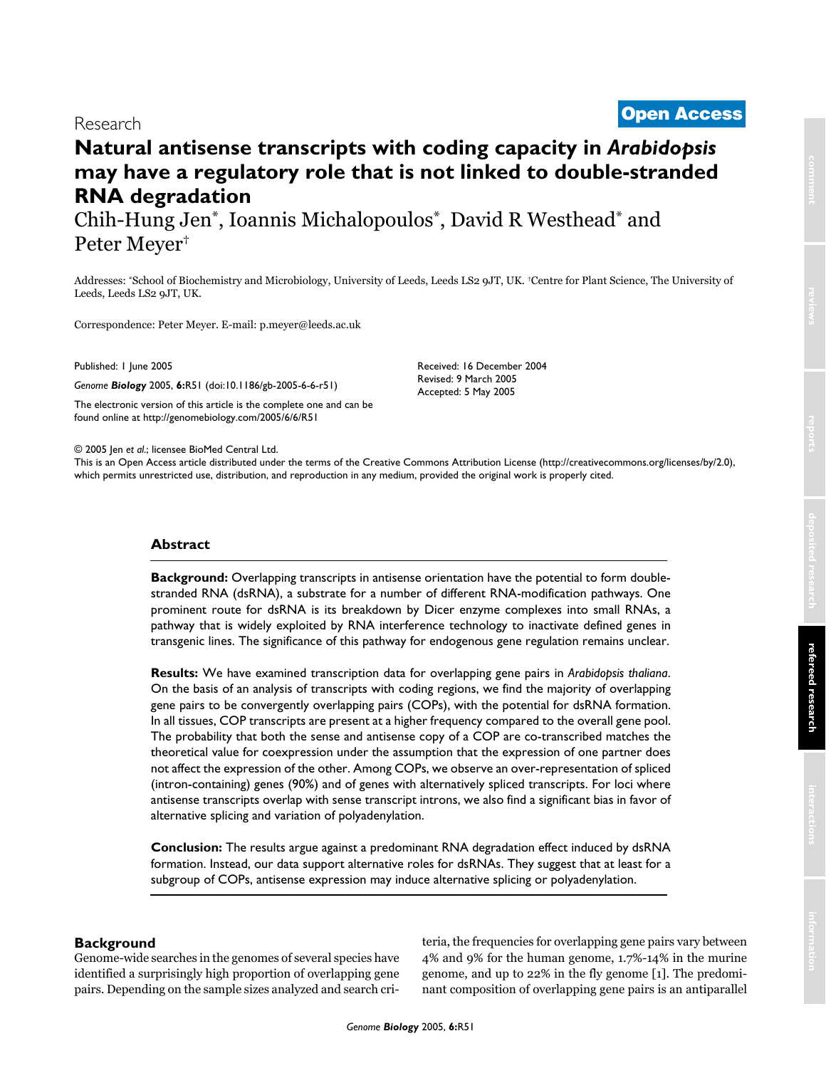Research

**Open Access**

# Natural antisense transcripts with coding capacity in *Arabidopsis* may have a regulatory role that is not linked to double-stranded RNA degradation

Chih-Hung Jen[*], Ioannis Michalopoulos[*], David R Westhead[*] and Peter Meyer[†]

Addresses: [*]School of Biochemistry and Microbiology, University of Leeds, Leeds LS2 9JT, UK. [†]Centre for Plant Science, The University of Leeds, Leeds LS2 9JT, UK.

Correspondence: Peter Meyer. E-mail: p.meyer@leeds.ac.uk

Published: 1 June 2005

*Genome **Biology*** 2005, **6:**R51 (doi:10.1186/gb-2005-6-6-r51)

The electronic version of this article is the complete one and can be found online at http://genomebiology.com/2005/6/6/R51

Received: 16 December 2004
Revised: 9 March 2005
Accepted: 5 May 2005

© 2005 Jen *et al.*; licensee BioMed Central Ltd.
This is an Open Access article distributed under the terms of the Creative Commons Attribution License (http://creativecommons.org/licenses/by/2.0), which permits unrestricted use, distribution, and reproduction in any medium, provided the original work is properly cited.

## Abstract

**Background:** Overlapping transcripts in antisense orientation have the potential to form double-stranded RNA (dsRNA), a substrate for a number of different RNA-modification pathways. One prominent route for dsRNA is its breakdown by Dicer enzyme complexes into small RNAs, a pathway that is widely exploited by RNA interference technology to inactivate defined genes in transgenic lines. The significance of this pathway for endogenous gene regulation remains unclear.

**Results:** We have examined transcription data for overlapping gene pairs in *Arabidopsis thaliana*. On the basis of an analysis of transcripts with coding regions, we find the majority of overlapping gene pairs to be convergently overlapping pairs (COPs), with the potential for dsRNA formation. In all tissues, COP transcripts are present at a higher frequency compared to the overall gene pool. The probability that both the sense and antisense copy of a COP are co-transcribed matches the theoretical value for coexpression under the assumption that the expression of one partner does not affect the expression of the other. Among COPs, we observe an over-representation of spliced (intron-containing) genes (90%) and of genes with alternatively spliced transcripts. For loci where antisense transcripts overlap with sense transcript introns, we also find a significant bias in favor of alternative splicing and variation of polyadenylation.

**Conclusion:** The results argue against a predominant RNA degradation effect induced by dsRNA formation. Instead, our data support alternative roles for dsRNAs. They suggest that at least for a subgroup of COPs, antisense expression may induce alternative splicing or polyadenylation.

## Background

Genome-wide searches in the genomes of several species have identified a surprisingly high proportion of overlapping gene pairs. Depending on the sample sizes analyzed and search criteria, the frequencies for overlapping gene pairs vary between 4% and 9% for the human genome, 1.7%-14% in the murine genome, and up to 22% in the fly genome [1]. The predominant composition of overlapping gene pairs is an antiparallel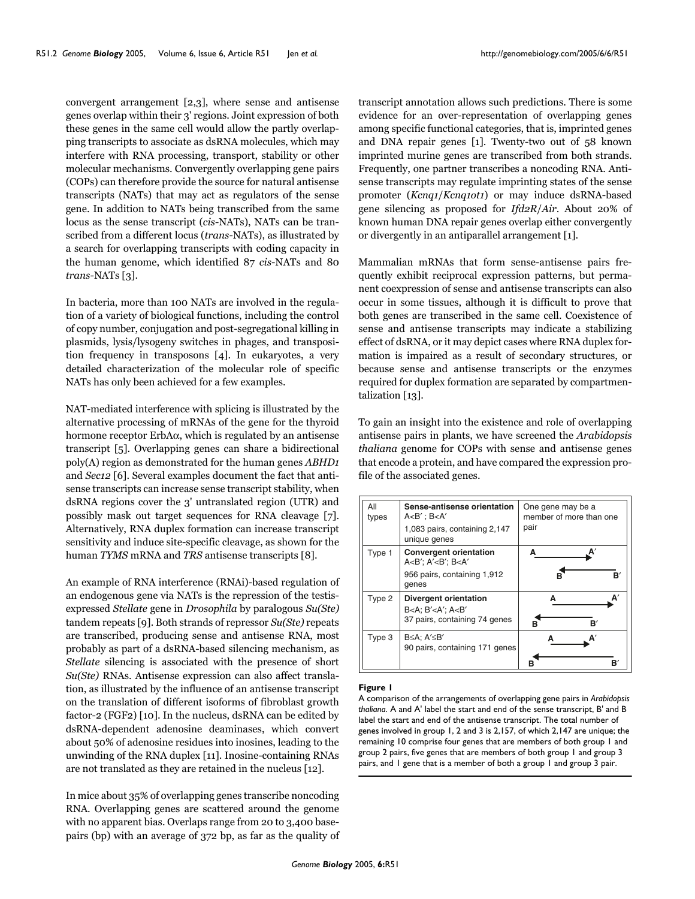convergent arrangement [2,3], where sense and antisense genes overlap within their 3' regions. Joint expression of both these genes in the same cell would allow the partly overlapping transcripts to associate as dsRNA molecules, which may interfere with RNA processing, transport, stability or other molecular mechanisms. Convergently overlapping gene pairs (COPs) can therefore provide the source for natural antisense transcripts (NATs) that may act as regulators of the sense gene. In addition to NATs being transcribed from the same locus as the sense transcript (*cis*-NATs), NATs can be transcribed from a different locus (*trans*-NATs), as illustrated by a search for overlapping transcripts with coding capacity in the human genome, which identified 87 *cis*-NATs and 80 *trans*-NATs [3].

In bacteria, more than 100 NATs are involved in the regulation of a variety of biological functions, including the control of copy number, conjugation and post-segregational killing in plasmids, lysis/lysogeny switches in phages, and transposition frequency in transposons [4]. In eukaryotes, a very detailed characterization of the molecular role of specific NATs has only been achieved for a few examples.

NAT-mediated interference with splicing is illustrated by the alternative processing of mRNAs of the gene for the thyroid hormone receptor ErbAα, which is regulated by an antisense transcript [5]. Overlapping genes can share a bidirectional poly(A) region as demonstrated for the human genes *ABHD1* and *Sec12* [6]. Several examples document the fact that antisense transcripts can increase sense transcript stability, when dsRNA regions cover the 3' untranslated region (UTR) and possibly mask out target sequences for RNA cleavage [7]. Alternatively, RNA duplex formation can increase transcript sensitivity and induce site-specific cleavage, as shown for the human *TYMS* mRNA and *TRS* antisense transcripts [8].

An example of RNA interference (RNAi)-based regulation of an endogenous gene via NATs is the repression of the testis-expressed *Stellate* gene in *Drosophila* by paralogous *Su(Ste)* tandem repeats [9]. Both strands of repressor *Su(Ste)* repeats are transcribed, producing sense and antisense RNA, most probably as part of a dsRNA-based silencing mechanism, as *Stellate* silencing is associated with the presence of short *Su(Ste)* RNAs. Antisense expression can also affect translation, as illustrated by the influence of an antisense transcript on the translation of different isoforms of fibroblast growth factor-2 (FGF2) [10]. In the nucleus, dsRNA can be edited by dsRNA-dependent adenosine deaminases, which convert about 50% of adenosine residues into inosines, leading to the unwinding of the RNA duplex [11]. Inosine-containing RNAs are not translated as they are retained in the nucleus [12].

In mice about 35% of overlapping genes transcribe noncoding RNA. Overlapping genes are scattered around the genome with no apparent bias. Overlaps range from 20 to 3,400 base-pairs (bp) with an average of 372 bp, as far as the quality of transcript annotation allows such predictions. There is some evidence for an over-representation of overlapping genes among specific functional categories, that is, imprinted genes and DNA repair genes [1]. Twenty-two out of 58 known imprinted murine genes are transcribed from both strands. Frequently, one partner transcribes a noncoding RNA. Antisense transcripts may regulate imprinting states of the sense promoter (*Kcnq1*/*Kcnq1ot1*) or may induce dsRNA-based gene silencing as proposed for *Ifd2R*/*Air*. About 20% of known human DNA repair genes overlap either convergently or divergently in an antiparallel arrangement [1].

Mammalian mRNAs that form sense-antisense pairs frequently exhibit reciprocal expression patterns, but permanent coexpression of sense and antisense transcripts can also occur in some tissues, although it is difficult to prove that both genes are transcribed in the same cell. Coexistence of sense and antisense transcripts may indicate a stabilizing effect of dsRNA, or it may depict cases where RNA duplex formation is impaired as a result of secondary structures, or because sense and antisense transcripts or the enzymes required for duplex formation are separated by compartmentalization [13].

To gain an insight into the existence and role of overlapping antisense pairs in plants, we have screened the *Arabidopsis thaliana* genome for COPs with sense and antisense genes that encode a protein, and have compared the expression profile of the associated genes.

| | | |
|---|---|---|
| All types | **Sense-antisense orientation** A<B′ ; B<A′ <br> 1,083 pairs, containing 2,147 unique genes | One gene may be a member of more than one pair |
| Type 1 | **Convergent orientation** A<B′; A′<B′; B<A′ <br> 956 pairs, containing 1,912 genes | A A′ B B′ |
| Type 2 | **Divergent orientation** B<A; B′<A′; A<B′ <br> 37 pairs, containing 74 genes | A A′ B B′ |
| Type 3 | B≤A; A′≤B′ <br> 90 pairs, containing 171 genes | A A′ B B′ |

**Figure 1**

A comparison of the arrangements of overlapping gene pairs in *Arabidopsis thaliana*. A and A' label the start and end of the sense transcript, B' and B label the start and end of the antisense transcript. The total number of genes involved in group 1, 2 and 3 is 2,157, of which 2,147 are unique; the remaining 10 comprise four genes that are members of both group 1 and group 2 pairs, five genes that are members of both group 1 and group 3 pairs, and 1 gene that is a member of both a group 1 and group 3 pair.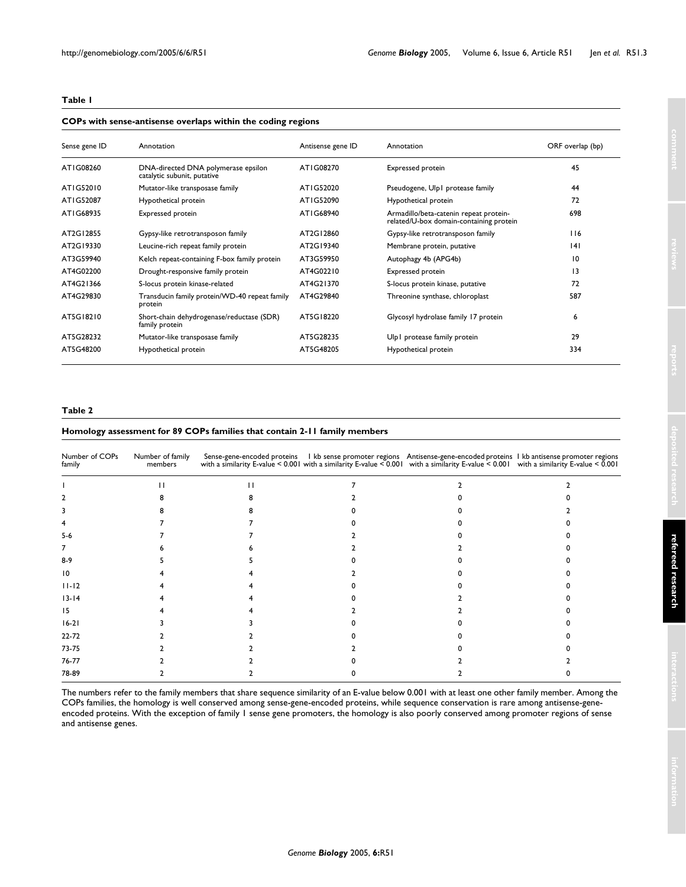**Table 1**

**COPs with sense-antisense overlaps within the coding regions**

| Sense gene ID | Annotation | Antisense gene ID | Annotation | ORF overlap (bp) |
|---|---|---|---|---|
| AT1G08260 | DNA-directed DNA polymerase epsilon catalytic subunit, putative | AT1G08270 | Expressed protein | 45 |
| AT1G52010 | Mutator-like transposase family | AT1G52020 | Pseudogene, Ulp1 protease family | 44 |
| AT1G52087 | Hypothetical protein | AT1G52090 | Hypothetical protein | 72 |
| AT1G68935 | Expressed protein | AT1G68940 | Armadillo/beta-catenin repeat protein-related/U-box domain-containing protein | 698 |
| AT2G12855 | Gypsy-like retrotransposon family | AT2G12860 | Gypsy-like retrotransposon family | 116 |
| AT2G19330 | Leucine-rich repeat family protein | AT2G19340 | Membrane protein, putative | 141 |
| AT3G59940 | Kelch repeat-containing F-box family protein | AT3G59950 | Autophagy 4b (APG4b) | 10 |
| AT4G02200 | Drought-responsive family protein | AT4G02210 | Expressed protein | 13 |
| AT4G21366 | S-locus protein kinase-related | AT4G21370 | S-locus protein kinase, putative | 72 |
| AT4G29830 | Transducin family protein/WD-40 repeat family protein | AT4G29840 | Threonine synthase, chloroplast | 587 |
| AT5G18210 | Short-chain dehydrogenase/reductase (SDR) family protein | AT5G18220 | Glycosyl hydrolase family 17 protein | 6 |
| AT5G28232 | Mutator-like transposase family | AT5G28235 | Ulp1 protease family protein | 29 |
| AT5G48200 | Hypothetical protein | AT5G48205 | Hypothetical protein | 334 |

**Table 2**

**Homology assessment for 89 COPs families that contain 2-11 family members**

| Number of COPs family | Number of family members | Sense-gene-encoded proteins with a similarity E-value < 0.001 | 1 kb sense promoter regions with a similarity E-value < 0.001 | Antisense-gene-encoded proteins with a similarity E-value < 0.001 | 1 kb antisense promoter regions with a similarity E-value < 0.001 |
|---|---|---|---|---|---|
| 1 | 11 | 11 | 7 | 2 | 2 |
| 2 | 8 | 8 | 2 | 0 | 0 |
| 3 | 8 | 8 | 0 | 0 | 2 |
| 4 | 7 | 7 | 0 | 0 | 0 |
| 5-6 | 7 | 7 | 2 | 0 | 0 |
| 7 | 6 | 6 | 2 | 2 | 0 |
| 8-9 | 5 | 5 | 0 | 0 | 0 |
| 10 | 4 | 4 | 2 | 0 | 0 |
| 11-12 | 4 | 4 | 0 | 0 | 0 |
| 13-14 | 4 | 4 | 0 | 2 | 0 |
| 15 | 4 | 4 | 2 | 2 | 0 |
| 16-21 | 3 | 3 | 0 | 0 | 0 |
| 22-72 | 2 | 2 | 0 | 0 | 0 |
| 73-75 | 2 | 2 | 2 | 0 | 0 |
| 76-77 | 2 | 2 | 0 | 2 | 2 |
| 78-89 | 2 | 2 | 0 | 2 | 0 |

The numbers refer to the family members that share sequence similarity of an E-value below 0.001 with at least one other family member. Among the COPs families, the homology is well conserved among sense-gene-encoded proteins, while sequence conservation is rare among antisense-gene-encoded proteins. With the exception of family 1 sense gene promoters, the homology is also poorly conserved among promoter regions of sense and antisense genes.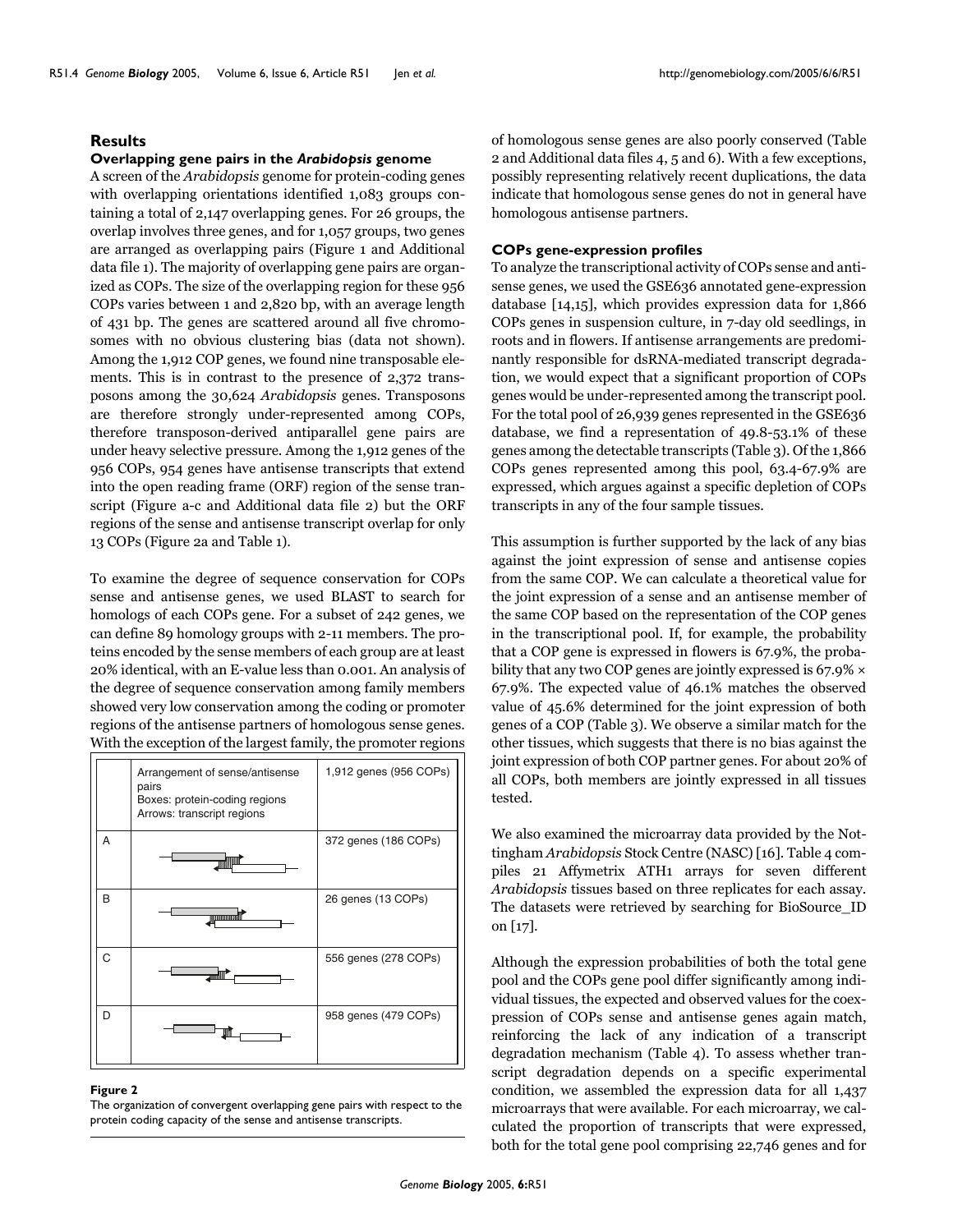## Results

### Overlapping gene pairs in the *Arabidopsis* genome

A screen of the *Arabidopsis* genome for protein-coding genes with overlapping orientations identified 1,083 groups containing a total of 2,147 overlapping genes. For 26 groups, the overlap involves three genes, and for 1,057 groups, two genes are arranged as overlapping pairs (Figure 1 and Additional data file 1). The majority of overlapping gene pairs are organized as COPs. The size of the overlapping region for these 956 COPs varies between 1 and 2,820 bp, with an average length of 431 bp. The genes are scattered around all five chromosomes with no obvious clustering bias (data not shown). Among the 1,912 COP genes, we found nine transposable elements. This is in contrast to the presence of 2,372 transposons among the 30,624 *Arabidopsis* genes. Transposons are therefore strongly under-represented among COPs, therefore transposon-derived antiparallel gene pairs are under heavy selective pressure. Among the 1,912 genes of the 956 COPs, 954 genes have antisense transcripts that extend into the open reading frame (ORF) region of the sense transcript (Figure a-c and Additional data file 2) but the ORF regions of the sense and antisense transcript overlap for only 13 COPs (Figure 2a and Table 1).

To examine the degree of sequence conservation for COPs sense and antisense genes, we used BLAST to search for homologs of each COPs gene. For a subset of 242 genes, we can define 89 homology groups with 2-11 members. The proteins encoded by the sense members of each group are at least 20% identical, with an E-value less than 0.001. An analysis of the degree of sequence conservation among family members showed very low conservation among the coding or promoter regions of the antisense partners of homologous sense genes. With the exception of the largest family, the promoter regions

| | Arrangement of sense/antisense pairs<br>Boxes: protein-coding regions<br>Arrows: transcript regions | 1,912 genes (956 COPs) |
|---|---|---|
| A | | 372 genes (186 COPs) |
| B | | 26 genes (13 COPs) |
| C | | 556 genes (278 COPs) |
| D | | 958 genes (479 COPs) |

**Figure 2**

The organization of convergent overlapping gene pairs with respect to the protein coding capacity of the sense and antisense transcripts.

of homologous sense genes are also poorly conserved (Table 2 and Additional data files 4, 5 and 6). With a few exceptions, possibly representing relatively recent duplications, the data indicate that homologous sense genes do not in general have homologous antisense partners.

### COPs gene-expression profiles

To analyze the transcriptional activity of COPs sense and antisense genes, we used the GSE636 annotated gene-expression database [14,15], which provides expression data for 1,866 COPs genes in suspension culture, in 7-day old seedlings, in roots and in flowers. If antisense arrangements are predominantly responsible for dsRNA-mediated transcript degradation, we would expect that a significant proportion of COPs genes would be under-represented among the transcript pool. For the total pool of 26,939 genes represented in the GSE636 database, we find a representation of 49.8-53.1% of these genes among the detectable transcripts (Table 3). Of the 1,866 COPs genes represented among this pool, 63.4-67.9% are expressed, which argues against a specific depletion of COPs transcripts in any of the four sample tissues.

This assumption is further supported by the lack of any bias against the joint expression of sense and antisense copies from the same COP. We can calculate a theoretical value for the joint expression of a sense and an antisense member of the same COP based on the representation of the COP genes in the transcriptional pool. If, for example, the probability that a COP gene is expressed in flowers is 67.9%, the probability that any two COP genes are jointly expressed is 67.9% × 67.9%. The expected value of 46.1% matches the observed value of 45.6% determined for the joint expression of both genes of a COP (Table 3). We observe a similar match for the other tissues, which suggests that there is no bias against the joint expression of both COP partner genes. For about 20% of all COPs, both members are jointly expressed in all tissues tested.

We also examined the microarray data provided by the Nottingham *Arabidopsis* Stock Centre (NASC) [16]. Table 4 compiles 21 Affymetrix ATH1 arrays for seven different *Arabidopsis* tissues based on three replicates for each assay. The datasets were retrieved by searching for BioSource_ID on [17].

Although the expression probabilities of both the total gene pool and the COPs gene pool differ significantly among individual tissues, the expected and observed values for the coexpression of COPs sense and antisense genes again match, reinforcing the lack of any indication of a transcript degradation mechanism (Table 4). To assess whether transcript degradation depends on a specific experimental condition, we assembled the expression data for all 1,437 microarrays that were available. For each microarray, we calculated the proportion of transcripts that were expressed, both for the total gene pool comprising 22,746 genes and for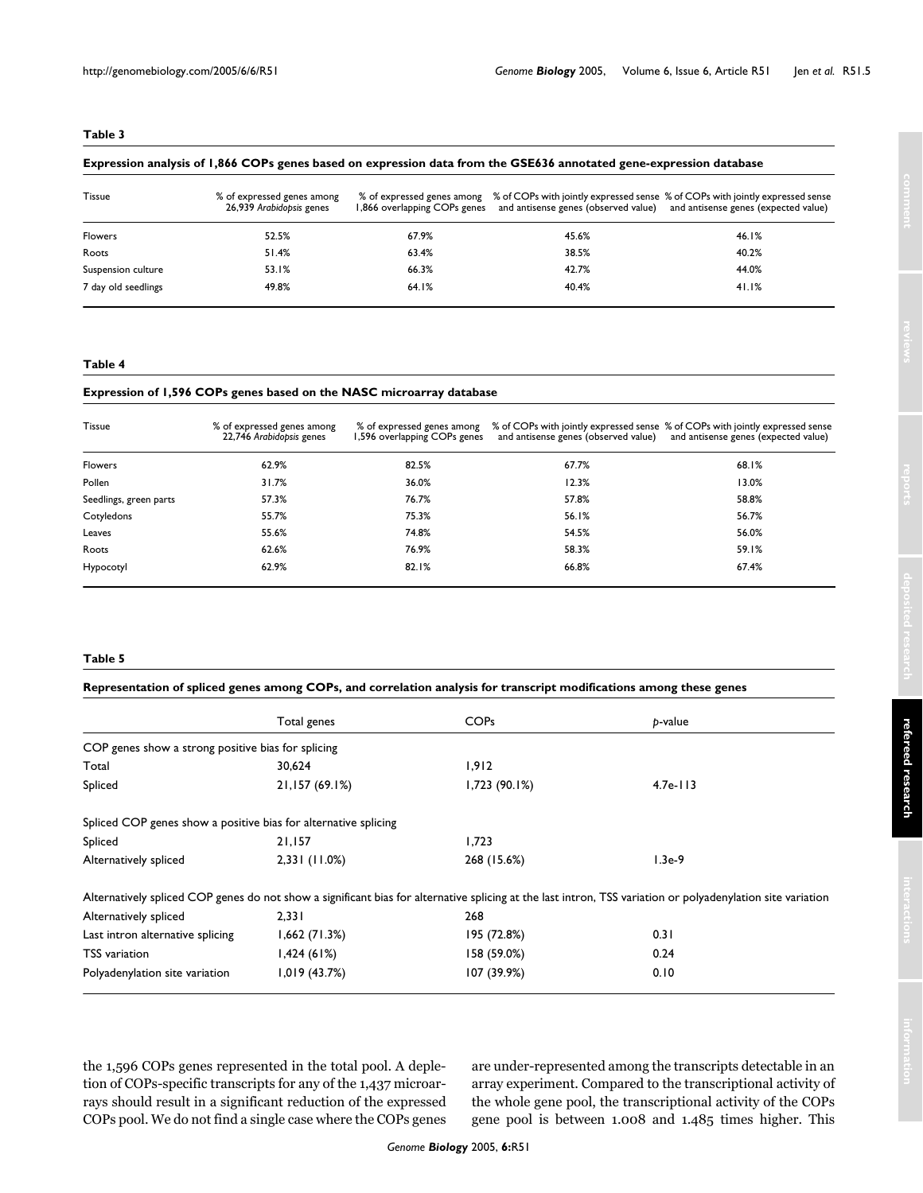**Table 3**

**Expression analysis of 1,866 COPs genes based on expression data from the GSE636 annotated gene-expression database**

| Tissue | % of expressed genes among 26,939 *Arabidopsis* genes | % of expressed genes among 1,866 overlapping COPs genes | % of COPs with jointly expressed sense and antisense genes (observed value) | % of COPs with jointly expressed sense and antisense genes (expected value) |
|---|---|---|---|---|
| Flowers | 52.5% | 67.9% | 45.6% | 46.1% |
| Roots | 51.4% | 63.4% | 38.5% | 40.2% |
| Suspension culture | 53.1% | 66.3% | 42.7% | 44.0% |
| 7 day old seedlings | 49.8% | 64.1% | 40.4% | 41.1% |

**Table 4**

**Expression of 1,596 COPs genes based on the NASC microarray database**

| Tissue | % of expressed genes among 22,746 *Arabidopsis* genes | % of expressed genes among 1,596 overlapping COPs genes | % of COPs with jointly expressed sense and antisense genes (observed value) | % of COPs with jointly expressed sense and antisense genes (expected value) |
|---|---|---|---|---|
| Flowers | 62.9% | 82.5% | 67.7% | 68.1% |
| Pollen | 31.7% | 36.0% | 12.3% | 13.0% |
| Seedlings, green parts | 57.3% | 76.7% | 57.8% | 58.8% |
| Cotyledons | 55.7% | 75.3% | 56.1% | 56.7% |
| Leaves | 55.6% | 74.8% | 54.5% | 56.0% |
| Roots | 62.6% | 76.9% | 58.3% | 59.1% |
| Hypocotyl | 62.9% | 82.1% | 66.8% | 67.4% |

**Table 5**

**Representation of spliced genes among COPs, and correlation analysis for transcript modifications among these genes**

| | Total genes | COPs | *p*-value |
|---|---|---|---|
| COP genes show a strong positive bias for splicing | | | |
| Total | 30,624 | 1,912 | |
| Spliced | 21,157 (69.1%) | 1,723 (90.1%) | 4.7e-113 |
| Spliced COP genes show a positive bias for alternative splicing | | | |
| Spliced | 21,157 | 1,723 | |
| Alternatively spliced | 2,331 (11.0%) | 268 (15.6%) | 1.3e-9 |
| Alternatively spliced COP genes do not show a significant bias for alternative splicing at the last intron, TSS variation or polyadenylation site variation | | | |
| Alternatively spliced | 2,331 | 268 | |
| Last intron alternative splicing | 1,662 (71.3%) | 195 (72.8%) | 0.31 |
| TSS variation | 1,424 (61%) | 158 (59.0%) | 0.24 |
| Polyadenylation site variation | 1,019 (43.7%) | 107 (39.9%) | 0.10 |

the 1,596 COPs genes represented in the total pool. A depletion of COPs-specific transcripts for any of the 1,437 microarrays should result in a significant reduction of the expressed COPs pool. We do not find a single case where the COPs genes are under-represented among the transcripts detectable in an array experiment. Compared to the transcriptional activity of the whole gene pool, the transcriptional activity of the COPs gene pool is between 1.008 and 1.485 times higher. This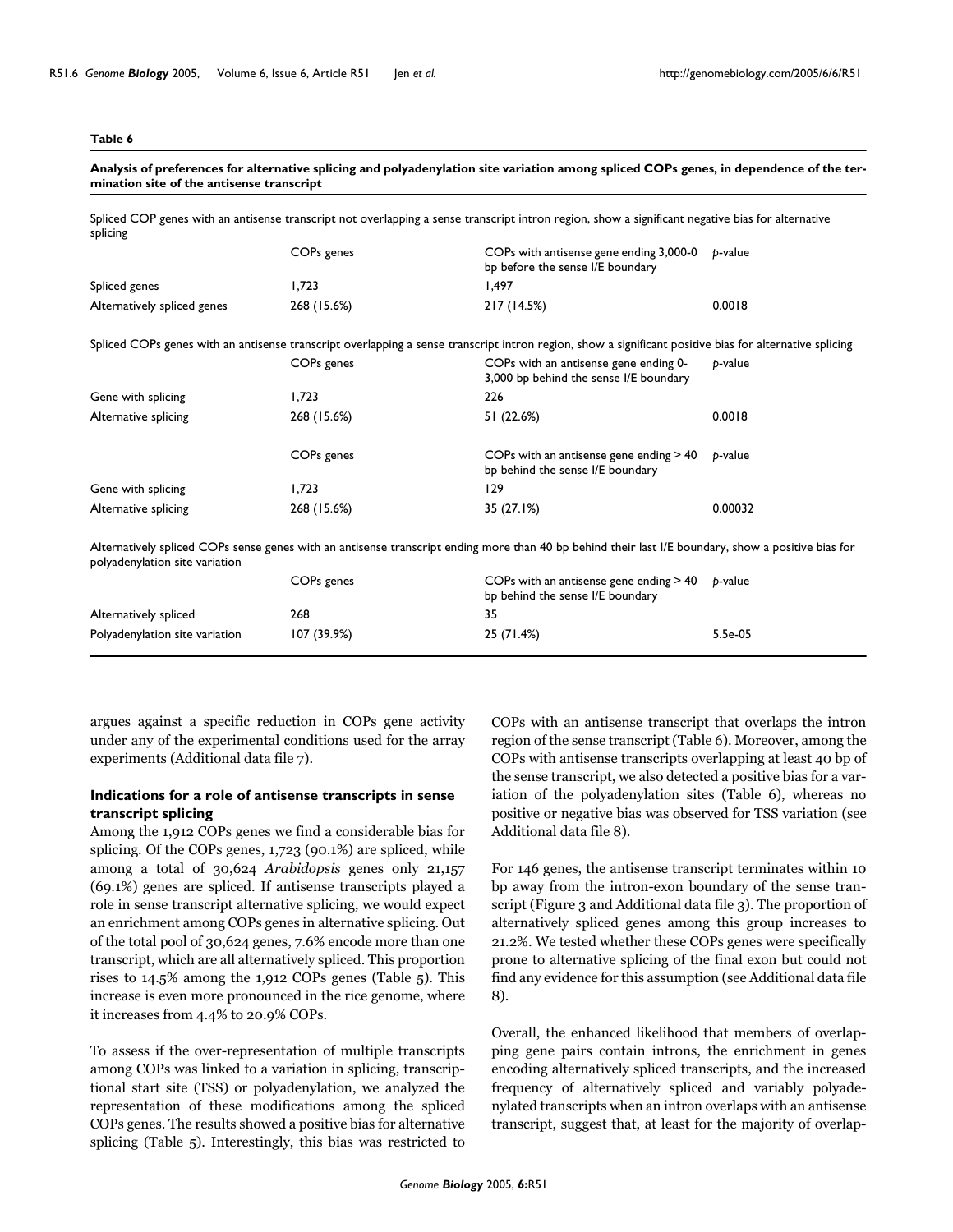**Table 6**

**Analysis of preferences for alternative splicing and polyadenylation site variation among spliced COPs genes, in dependence of the termination site of the antisense transcript**

Spliced COP genes with an antisense transcript not overlapping a sense transcript intron region, show a significant negative bias for alternative splicing

| | COPs genes | COPs with antisense gene ending 3,000-0 bp before the sense I/E boundary | *p*-value |
|---|---|---|---|
| Spliced genes | 1,723 | 1,497 | |
| Alternatively spliced genes | 268 (15.6%) | 217 (14.5%) | 0.0018 |

Spliced COPs genes with an antisense transcript overlapping a sense transcript intron region, show a significant positive bias for alternative splicing

| | COPs genes | COPs with an antisense gene ending 0-3,000 bp behind the sense I/E boundary | *p*-value |
|---|---|---|---|
| Gene with splicing | 1,723 | 226 | |
| Alternative splicing | 268 (15.6%) | 51 (22.6%) | 0.0018 |
| | COPs genes | COPs with an antisense gene ending > 40 bp behind the sense I/E boundary | *p*-value |
| Gene with splicing | 1,723 | 129 | |
| Alternative splicing | 268 (15.6%) | 35 (27.1%) | 0.00032 |

Alternatively spliced COPs sense genes with an antisense transcript ending more than 40 bp behind their last I/E boundary, show a positive bias for polyadenylation site variation

| | COPs genes | COPs with an antisense gene ending > 40 bp behind the sense I/E boundary | *p*-value |
|---|---|---|---|
| Alternatively spliced | 268 | 35 | |
| Polyadenylation site variation | 107 (39.9%) | 25 (71.4%) | 5.5e-05 |

argues against a specific reduction in COPs gene activity under any of the experimental conditions used for the array experiments (Additional data file 7).

### Indications for a role of antisense transcripts in sense transcript splicing

Among the 1,912 COPs genes we find a considerable bias for splicing. Of the COPs genes, 1,723 (90.1%) are spliced, while among a total of 30,624 *Arabidopsis* genes only 21,157 (69.1%) genes are spliced. If antisense transcripts played a role in sense transcript alternative splicing, we would expect an enrichment among COPs genes in alternative splicing. Out of the total pool of 30,624 genes, 7.6% encode more than one transcript, which are all alternatively spliced. This proportion rises to 14.5% among the 1,912 COPs genes (Table 5). This increase is even more pronounced in the rice genome, where it increases from 4.4% to 20.9% COPs.

To assess if the over-representation of multiple transcripts among COPs was linked to a variation in splicing, transcriptional start site (TSS) or polyadenylation, we analyzed the representation of these modifications among the spliced COPs genes. The results showed a positive bias for alternative splicing (Table 5). Interestingly, this bias was restricted to COPs with an antisense transcript that overlaps the intron region of the sense transcript (Table 6). Moreover, among the COPs with antisense transcripts overlapping at least 40 bp of the sense transcript, we also detected a positive bias for a variation of the polyadenylation sites (Table 6), whereas no positive or negative bias was observed for TSS variation (see Additional data file 8).

For 146 genes, the antisense transcript terminates within 10 bp away from the intron-exon boundary of the sense transcript (Figure 3 and Additional data file 3). The proportion of alternatively spliced genes among this group increases to 21.2%. We tested whether these COPs genes were specifically prone to alternative splicing of the final exon but could not find any evidence for this assumption (see Additional data file 8).

Overall, the enhanced likelihood that members of overlapping gene pairs contain introns, the enrichment in genes encoding alternatively spliced transcripts, and the increased frequency of alternatively spliced and variably polyadenylated transcripts when an intron overlaps with an antisense transcript, suggest that, at least for the majority of overlap-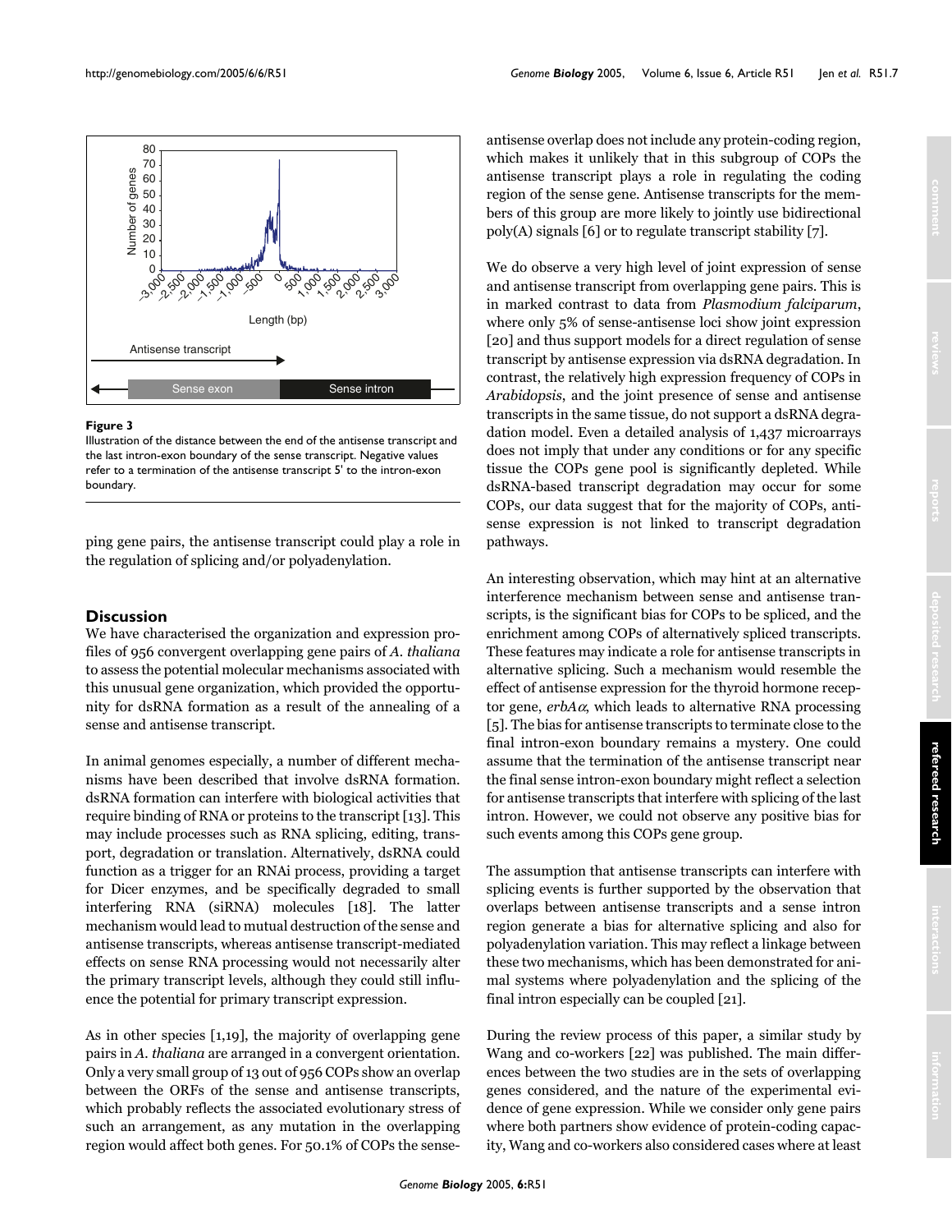80
70
60
50
40
30
20
10
0
Number of genes
–3,000 –2,500 –2,000 –1,500 –1,000 –500 0 500 1,000 1,500 2,000 2,500 3,000
Length (bp)
Antisense transcript
Sense exon
Sense intron

**Figure 3**
Illustration of the distance between the end of the antisense transcript and the last intron-exon boundary of the sense transcript. Negative values refer to a termination of the antisense transcript 5' to the intron-exon boundary.

ping gene pairs, the antisense transcript could play a role in the regulation of splicing and/or polyadenylation.

## Discussion

We have characterised the organization and expression profiles of 956 convergent overlapping gene pairs of *A. thaliana* to assess the potential molecular mechanisms associated with this unusual gene organization, which provided the opportunity for dsRNA formation as a result of the annealing of a sense and antisense transcript.

In animal genomes especially, a number of different mechanisms have been described that involve dsRNA formation. dsRNA formation can interfere with biological activities that require binding of RNA or proteins to the transcript [13]. This may include processes such as RNA splicing, editing, transport, degradation or translation. Alternatively, dsRNA could function as a trigger for an RNAi process, providing a target for Dicer enzymes, and be specifically degraded to small interfering RNA (siRNA) molecules [18]. The latter mechanism would lead to mutual destruction of the sense and antisense transcripts, whereas antisense transcript-mediated effects on sense RNA processing would not necessarily alter the primary transcript levels, although they could still influence the potential for primary transcript expression.

As in other species [1,19], the majority of overlapping gene pairs in *A. thaliana* are arranged in a convergent orientation. Only a very small group of 13 out of 956 COPs show an overlap between the ORFs of the sense and antisense transcripts, which probably reflects the associated evolutionary stress of such an arrangement, as any mutation in the overlapping region would affect both genes. For 50.1% of COPs the sense-antisense overlap does not include any protein-coding region, which makes it unlikely that in this subgroup of COPs the antisense transcript plays a role in regulating the coding region of the sense gene. Antisense transcripts for the members of this group are more likely to jointly use bidirectional poly(A) signals [6] or to regulate transcript stability [7].

We do observe a very high level of joint expression of sense and antisense transcript from overlapping gene pairs. This is in marked contrast to data from *Plasmodium falciparum*, where only 5% of sense-antisense loci show joint expression [20] and thus support models for a direct regulation of sense transcript by antisense expression via dsRNA degradation. In contrast, the relatively high expression frequency of COPs in *Arabidopsis*, and the joint presence of sense and antisense transcripts in the same tissue, do not support a dsRNA degradation model. Even a detailed analysis of 1,437 microarrays does not imply that under any conditions or for any specific tissue the COPs gene pool is significantly depleted. While dsRNA-based transcript degradation may occur for some COPs, our data suggest that for the majority of COPs, antisense expression is not linked to transcript degradation pathways.

An interesting observation, which may hint at an alternative interference mechanism between sense and antisense transcripts, is the significant bias for COPs to be spliced, and the enrichment among COPs of alternatively spliced transcripts. These features may indicate a role for antisense transcripts in alternative splicing. Such a mechanism would resemble the effect of antisense expression for the thyroid hormone receptor gene, *erbAα*, which leads to alternative RNA processing [5]. The bias for antisense transcripts to terminate close to the final intron-exon boundary remains a mystery. One could assume that the termination of the antisense transcript near the final sense intron-exon boundary might reflect a selection for antisense transcripts that interfere with splicing of the last intron. However, we could not observe any positive bias for such events among this COPs gene group.

The assumption that antisense transcripts can interfere with splicing events is further supported by the observation that overlaps between antisense transcripts and a sense intron region generate a bias for alternative splicing and also for polyadenylation variation. This may reflect a linkage between these two mechanisms, which has been demonstrated for animal systems where polyadenylation and the splicing of the final intron especially can be coupled [21].

During the review process of this paper, a similar study by Wang and co-workers [22] was published. The main differences between the two studies are in the sets of overlapping genes considered, and the nature of the experimental evidence of gene expression. While we consider only gene pairs where both partners show evidence of protein-coding capacity, Wang and co-workers also considered cases where at least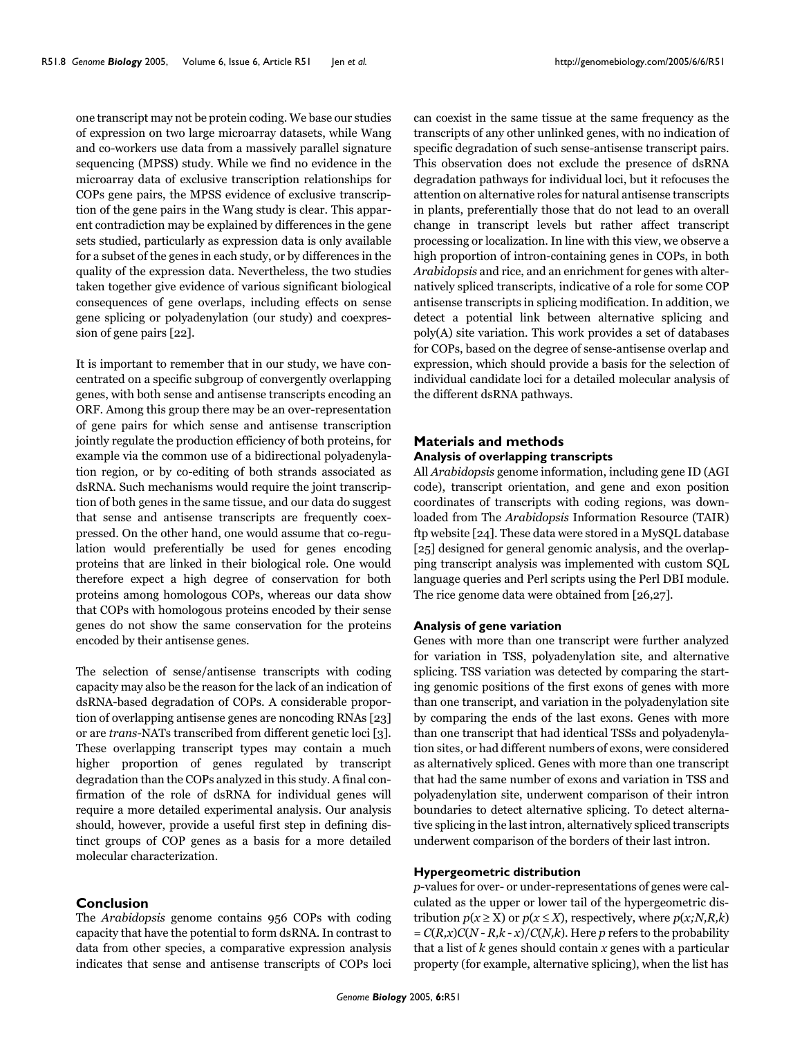one transcript may not be protein coding. We base our studies of expression on two large microarray datasets, while Wang and co-workers use data from a massively parallel signature sequencing (MPSS) study. While we find no evidence in the microarray data of exclusive transcription relationships for COPs gene pairs, the MPSS evidence of exclusive transcription of the gene pairs in the Wang study is clear. This apparent contradiction may be explained by differences in the gene sets studied, particularly as expression data is only available for a subset of the genes in each study, or by differences in the quality of the expression data. Nevertheless, the two studies taken together give evidence of various significant biological consequences of gene overlaps, including effects on sense gene splicing or polyadenylation (our study) and coexpression of gene pairs [22].

It is important to remember that in our study, we have concentrated on a specific subgroup of convergently overlapping genes, with both sense and antisense transcripts encoding an ORF. Among this group there may be an over-representation of gene pairs for which sense and antisense transcription jointly regulate the production efficiency of both proteins, for example via the common use of a bidirectional polyadenylation region, or by co-editing of both strands associated as dsRNA. Such mechanisms would require the joint transcription of both genes in the same tissue, and our data do suggest that sense and antisense transcripts are frequently coexpressed. On the other hand, one would assume that co-regulation would preferentially be used for genes encoding proteins that are linked in their biological role. One would therefore expect a high degree of conservation for both proteins among homologous COPs, whereas our data show that COPs with homologous proteins encoded by their sense genes do not show the same conservation for the proteins encoded by their antisense genes.

The selection of sense/antisense transcripts with coding capacity may also be the reason for the lack of an indication of dsRNA-based degradation of COPs. A considerable proportion of overlapping antisense genes are noncoding RNAs [23] or are *trans*-NATs transcribed from different genetic loci [3]. These overlapping transcript types may contain a much higher proportion of genes regulated by transcript degradation than the COPs analyzed in this study. A final confirmation of the role of dsRNA for individual genes will require a more detailed experimental analysis. Our analysis should, however, provide a useful first step in defining distinct groups of COP genes as a basis for a more detailed molecular characterization.

## Conclusion

The *Arabidopsis* genome contains 956 COPs with coding capacity that have the potential to form dsRNA. In contrast to data from other species, a comparative expression analysis indicates that sense and antisense transcripts of COPs loci can coexist in the same tissue at the same frequency as the transcripts of any other unlinked genes, with no indication of specific degradation of such sense-antisense transcript pairs. This observation does not exclude the presence of dsRNA degradation pathways for individual loci, but it refocuses the attention on alternative roles for natural antisense transcripts in plants, preferentially those that do not lead to an overall change in transcript levels but rather affect transcript processing or localization. In line with this view, we observe a high proportion of intron-containing genes in COPs, in both *Arabidopsis* and rice, and an enrichment for genes with alternatively spliced transcripts, indicative of a role for some COP antisense transcripts in splicing modification. In addition, we detect a potential link between alternative splicing and poly(A) site variation. This work provides a set of databases for COPs, based on the degree of sense-antisense overlap and expression, which should provide a basis for the selection of individual candidate loci for a detailed molecular analysis of the different dsRNA pathways.

## Materials and methods

### Analysis of overlapping transcripts

All *Arabidopsis* genome information, including gene ID (AGI code), transcript orientation, and gene and exon position coordinates of transcripts with coding regions, was downloaded from The *Arabidopsis* Information Resource (TAIR) ftp website [24]. These data were stored in a MySQL database [25] designed for general genomic analysis, and the overlapping transcript analysis was implemented with custom SQL language queries and Perl scripts using the Perl DBI module. The rice genome data were obtained from [26,27].

### Analysis of gene variation

Genes with more than one transcript were further analyzed for variation in TSS, polyadenylation site, and alternative splicing. TSS variation was detected by comparing the starting genomic positions of the first exons of genes with more than one transcript, and variation in the polyadenylation site by comparing the ends of the last exons. Genes with more than one transcript that had identical TSSs and polyadenylation sites, or had different numbers of exons, were considered as alternatively spliced. Genes with more than one transcript that had the same number of exons and variation in TSS and polyadenylation site, underwent comparison of their intron boundaries to detect alternative splicing. To detect alternative splicing in the last intron, alternatively spliced transcripts underwent comparison of the borders of their last intron.

### Hypergeometric distribution

*p*-values for over- or under-representations of genes were calculated as the upper or lower tail of the hypergeometric distribution $p(x \geq X)$ or $p(x \leq X)$, respectively, where $p(x;N,R,k) = C(R,x)C(N - R,k - x)/C(N,k)$. Here $p$ refers to the probability that a list of $k$ genes should contain $x$ genes with a particular property (for example, alternative splicing), when the list has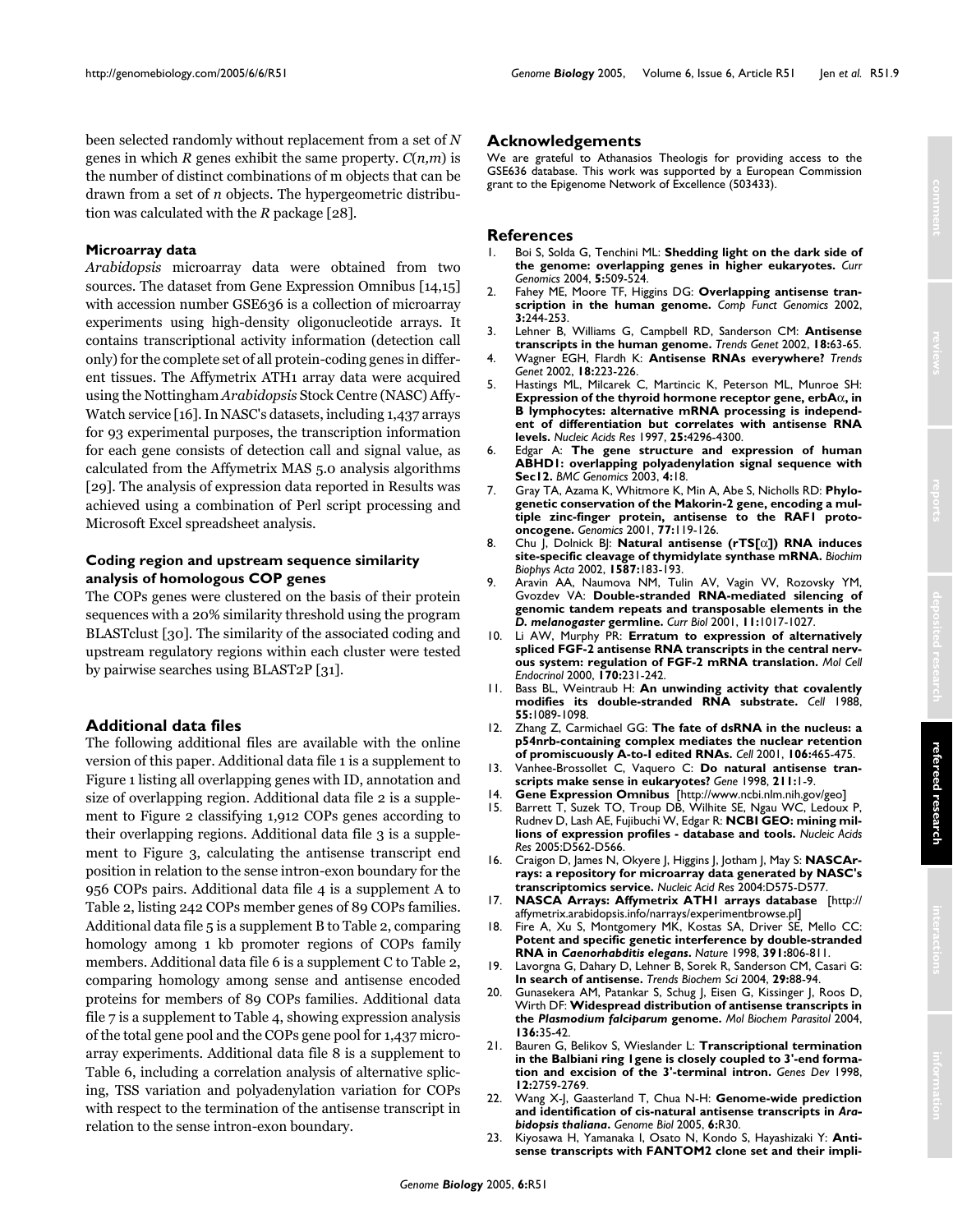been selected randomly without replacement from a set of $N$ genes in which $R$ genes exhibit the same property. $C(n,m)$ is the number of distinct combinations of m objects that can be drawn from a set of $n$ objects. The hypergeometric distribution was calculated with the *R* package [28].

### Microarray data

*Arabidopsis* microarray data were obtained from two sources. The dataset from Gene Expression Omnibus [14,15] with accession number GSE636 is a collection of microarray experiments using high-density oligonucleotide arrays. It contains transcriptional activity information (detection call only) for the complete set of all protein-coding genes in different tissues. The Affymetrix ATH1 array data were acquired using the Nottingham *Arabidopsis* Stock Centre (NASC) AffyWatch service [16]. In NASC's datasets, including 1,437 arrays for 93 experimental purposes, the transcription information for each gene consists of detection call and signal value, as calculated from the Affymetrix MAS 5.0 analysis algorithms [29]. The analysis of expression data reported in Results was achieved using a combination of Perl script processing and Microsoft Excel spreadsheet analysis.

### Coding region and upstream sequence similarity analysis of homologous COP genes

The COPs genes were clustered on the basis of their protein sequences with a 20% similarity threshold using the program BLASTclust [30]. The similarity of the associated coding and upstream regulatory regions within each cluster were tested by pairwise searches using BLAST2P [31].

## Additional data files

The following additional files are available with the online version of this paper. Additional data file 1 is a supplement to Figure 1 listing all overlapping genes with ID, annotation and size of overlapping region. Additional data file 2 is a supplement to Figure 2 classifying 1,912 COPs genes according to their overlapping regions. Additional data file 3 is a supplement to Figure 3, calculating the antisense transcript end position in relation to the sense intron-exon boundary for the 956 COPs pairs. Additional data file 4 is a supplement A to Table 2, listing 242 COPs member genes of 89 COPs families. Additional data file 5 is a supplement B to Table 2, comparing homology among 1 kb promoter regions of COPs family members. Additional data file 6 is a supplement C to Table 2, comparing homology among sense and antisense encoded proteins for members of 89 COPs families. Additional data file 7 is a supplement to Table 4, showing expression analysis of the total gene pool and the COPs gene pool for 1,437 microarray experiments. Additional data file 8 is a supplement to Table 6, including a correlation analysis of alternative splicing, TSS variation and polyadenylation variation for COPs with respect to the termination of the antisense transcript in relation to the sense intron-exon boundary.

## Acknowledgements

We are grateful to Athanasios Theologis for providing access to the GSE636 database. This work was supported by a European Commission grant to the Epigenome Network of Excellence (503433).

## References

1. Boi S, Solda G, Tenchini ML: **Shedding light on the dark side of the genome: overlapping genes in higher eukaryotes.** *Curr Genomics* 2004, **5:**509-524.
2. Fahey ME, Moore TF, Higgins DG: **Overlapping antisense transcription in the human genome.** *Comp Funct Genomics* 2002, **3:**244-253.
3. Lehner B, Williams G, Campbell RD, Sanderson CM: **Antisense transcripts in the human genome.** *Trends Genet* 2002, **18:**63-65.
4. Wagner EGH, Flardh K: **Antisense RNAs everywhere?** *Trends Genet* 2002, **18:**223-226.
5. Hastings ML, Milcarek C, Martincic K, Peterson ML, Munroe SH: **Expression of the thyroid hormone receptor gene, erbAα, in B lymphocytes: alternative mRNA processing is independent of differentiation but correlates with antisense RNA levels.** *Nucleic Acids Res* 1997, **25:**4296-4300.
6. Edgar A: **The gene structure and expression of human ABHD1: overlapping polyadenylation signal sequence with Sec12.** *BMC Genomics* 2003, **4:**18.
7. Gray TA, Azama K, Whitmore K, Min A, Abe S, Nicholls RD: **Phylogenetic conservation of the Makorin-2 gene, encoding a multiple zinc-finger protein, antisense to the RAF1 proto-oncogene.** *Genomics* 2001, **77:**119-126.
8. Chu J, Dolnick BJ: **Natural antisense (rTS[α]) RNA induces site-specific cleavage of thymidylate synthase mRNA.** *Biochim Biophys Acta* 2002, **1587:**183-193.
9. Aravin AA, Naumova NM, Tulin AV, Vagin VV, Rozovsky YM, Gvozdev VA: **Double-stranded RNA-mediated silencing of genomic tandem repeats and transposable elements in the *D. melanogaster* germline.** *Curr Biol* 2001, **11:**1017-1027.
10. Li AW, Murphy PR: **Erratum to expression of alternatively spliced FGF-2 antisense RNA transcripts in the central nervous system: regulation of FGF-2 mRNA translation.** *Mol Cell Endocrinol* 2000, **170:**231-242.
11. Bass BL, Weintraub H: **An unwinding activity that covalently modifies its double-stranded RNA substrate.** *Cell* 1988, **55:**1089-1098.
12. Zhang Z, Carmichael GG: **The fate of dsRNA in the nucleus: a p54nrb-containing complex mediates the nuclear retention of promiscuously A-to-I edited RNAs.** *Cell* 2001, **106:**465-475.
13. Vanhee-Brossollet C, Vaquero C: **Do natural antisense transcripts make sense in eukaryotes?** *Gene* 1998, **211:**1-9.
14. **Gene Expression Omnibus** [http://www.ncbi.nlm.nih.gov/geo]
15. Barrett T, Suzek TO, Troup DB, Wilhite SE, Ngau WC, Ledoux P, Rudnev D, Lash AE, Fujibuchi W, Edgar R: **NCBI GEO: mining millions of expression profiles - database and tools.** *Nucleic Acids Res* 2005:D562-D566.
16. Craigon D, James N, Okyere J, Higgins J, Jotham J, May S: **NASCArrays: a repository for microarray data generated by NASC's transcriptomics service.** *Nucleic Acid Res* 2004:D575-D577.
17. **NASCA Arrays: Affymetrix ATH1 arrays database** [http://affymetrix.arabidopsis.info/narrays/experimentbrowse.pl]
18. Fire A, Xu S, Montgomery MK, Kostas SA, Driver SE, Mello CC: **Potent and specific genetic interference by double-stranded RNA in *Caenorhabditis elegans*.** *Nature* 1998, **391:**806-811.
19. Lavorgna G, Dahary D, Lehner B, Sorek R, Sanderson CM, Casari G: **In search of antisense.** *Trends Biochem Sci* 2004, **29:**88-94.
20. Gunasekera AM, Patankar S, Schug J, Eisen G, Kissinger J, Roos D, Wirth DF: **Widespread distribution of antisense transcripts in the *Plasmodium falciparum* genome.** *Mol Biochem Parasitol* 2004, **136:**35-42.
21. Bauren G, Belikov S, Wieslander L: **Transcriptional termination in the Balbiani ring 1gene is closely coupled to 3'-end formation and excision of the 3'-terminal intron.** *Genes Dev* 1998, **12:**2759-2769.
22. Wang X-J, Gaasterland T, Chua N-H: **Genome-wide prediction and identification of cis-natural antisense transcripts in *Arabidopsis thaliana*.** *Genome Biol* 2005, **6:**R30.
23. Kiyosawa H, Yamanaka I, Osato N, Kondo S, Hayashizaki Y: **Antisense transcripts with FANTOM2 clone set and their impli-**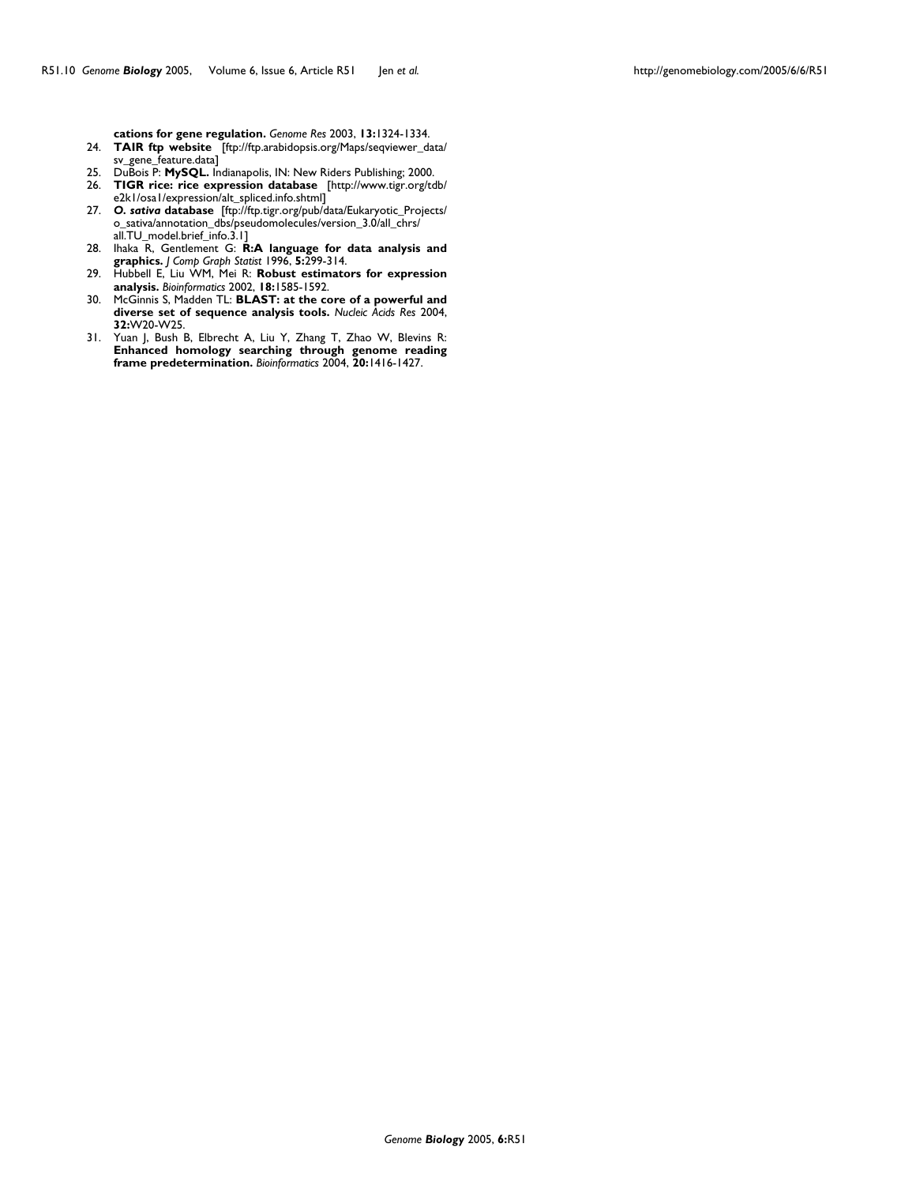**cations for gene regulation.** *Genome Res* 2003, **13:**1324-1334.

24. **TAIR ftp website** [ftp://ftp.arabidopsis.org/Maps/seqviewer_data/sv_gene_feature.data]
25. DuBois P: **MySQL.** Indianapolis, IN: New Riders Publishing; 2000.
26. **TIGR rice: rice expression database** [http://www.tigr.org/tdb/e2k1/osa1/expression/alt_spliced.info.shtml]
27. ***O. sativa* database** [ftp://ftp.tigr.org/pub/data/Eukaryotic_Projects/o_sativa/annotation_dbs/pseudomolecules/version_3.0/all_chrs/all.TU_model.brief_info.3.1]
28. Ihaka R, Gentlement G: **R:A language for data analysis and graphics.** *J Comp Graph Statist* 1996, **5:**299-314.
29. Hubbell E, Liu WM, Mei R: **Robust estimators for expression analysis.** *Bioinformatics* 2002, **18:**1585-1592.
30. McGinnis S, Madden TL: **BLAST: at the core of a powerful and diverse set of sequence analysis tools.** *Nucleic Acids Res* 2004, **32:**W20-W25.
31. Yuan J, Bush B, Elbrecht A, Liu Y, Zhang T, Zhao W, Blevins R: **Enhanced homology searching through genome reading frame predetermination.** *Bioinformatics* 2004, **20:**1416-1427.